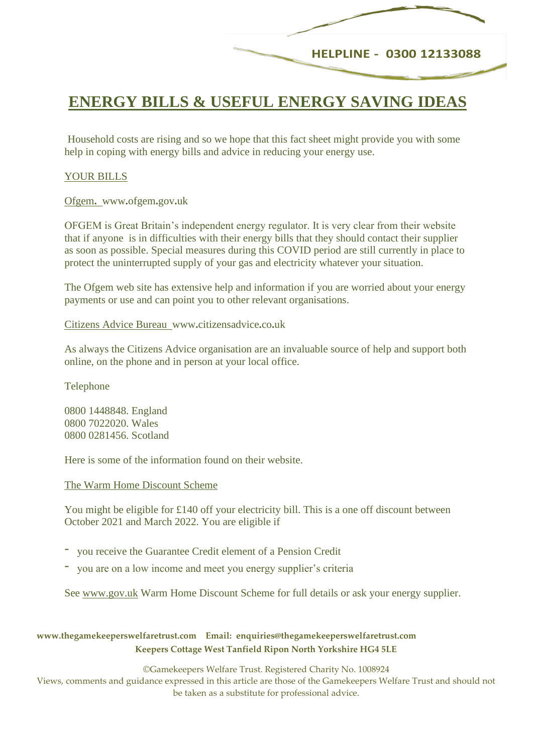HELPLINE - 0300 12133088

# ENERGY BILLS & USEFUL ENERGY SAVING IDEAS

Household costs are rising and so we hope that this fact sheet might provide you with some help in coping with energy bills and advice in reducing your energy use.

## YOUR BILLS

Ofgem. www.ofgem.gov.uk

OFGEM is Great Britain's independent energy regulator. It is very clear from their website that if anyone is in difficulties with their energy bills that they should contact their supplier as soon as possible. Special measures during this COVID period are still currently in place to protect the uninterrupted supply of your gas and electricity whatever your situation.

The Ofgem web site has extensive help and information if you are worried about your energy payments or use and can point you to other relevant organisations.

Citizens Advice Bureau www.citizensadvice.co.uk

As always the Citizens Advice organisation are an invaluable source of help and support both online, on the phone and in person at your local office.

Telephone

0800 1448848. England
0800 7022020. Wales
0800 0281456. Scotland

Here is some of the information found on their website.

The Warm Home Discount Scheme

You might be eligible for £140 off your electricity bill. This is a one off discount between October 2021 and March 2022. You are eligible if

- you receive the Guarantee Credit element of a Pension Credit
- you are on a low income and meet you energy supplier's criteria

See www.gov.uk Warm Home Discount Scheme for full details or ask your energy supplier.

**www.thegamekeeperswelfaretrust.com Email: enquiries@thegamekeeperswelfaretrust.com**
**Keepers Cottage West Tanfield Ripon North Yorkshire HG4 5LE**

©Gamekeepers Welfare Trust. Registered Charity No. 1008924
Views, comments and guidance expressed in this article are those of the Gamekeepers Welfare Trust and should not be taken as a substitute for professional advice.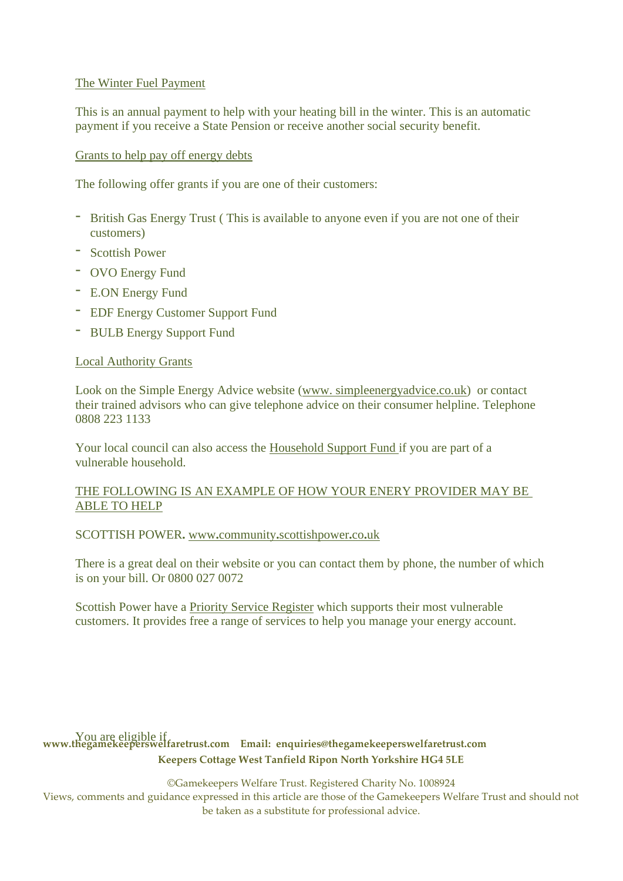The Winter Fuel Payment

This is an annual payment to help with your heating bill in the winter. This is an automatic payment if you receive a State Pension or receive another social security benefit.

Grants to help pay off energy debts

The following offer grants if you are one of their customers:

- British Gas Energy Trust ( This is available to anyone even if you are not one of their customers)
- Scottish Power
- OVO Energy Fund
- E.ON Energy Fund
- EDF Energy Customer Support Fund
- BULB Energy Support Fund

Local Authority Grants

Look on the Simple Energy Advice website (www. simpleenergyadvice.co.uk) or contact their trained advisors who can give telephone advice on their consumer helpline. Telephone 0808 223 1133

Your local council can also access the Household Support Fund if you are part of a vulnerable household.

THE FOLLOWING IS AN EXAMPLE OF HOW YOUR ENERY PROVIDER MAY BE ABLE TO HELP

SCOTTISH POWER**.** www**.**community**.**scottishpower**.**co**.**uk

There is a great deal on their website or you can contact them by phone, the number of which is on your bill. Or 0800 027 0072

Scottish Power have a Priority Service Register which supports their most vulnerable customers. It provides free a range of services to help you manage your energy account.

You are eligible if

**www.thegamekeeperswelfaretrust.com Email: enquiries@thegamekeeperswelfaretrust.com**
**Keepers Cottage West Tanfield Ripon North Yorkshire HG4 5LE**

©Gamekeepers Welfare Trust. Registered Charity No. 1008924
Views, comments and guidance expressed in this article are those of the Gamekeepers Welfare Trust and should not be taken as a substitute for professional advice.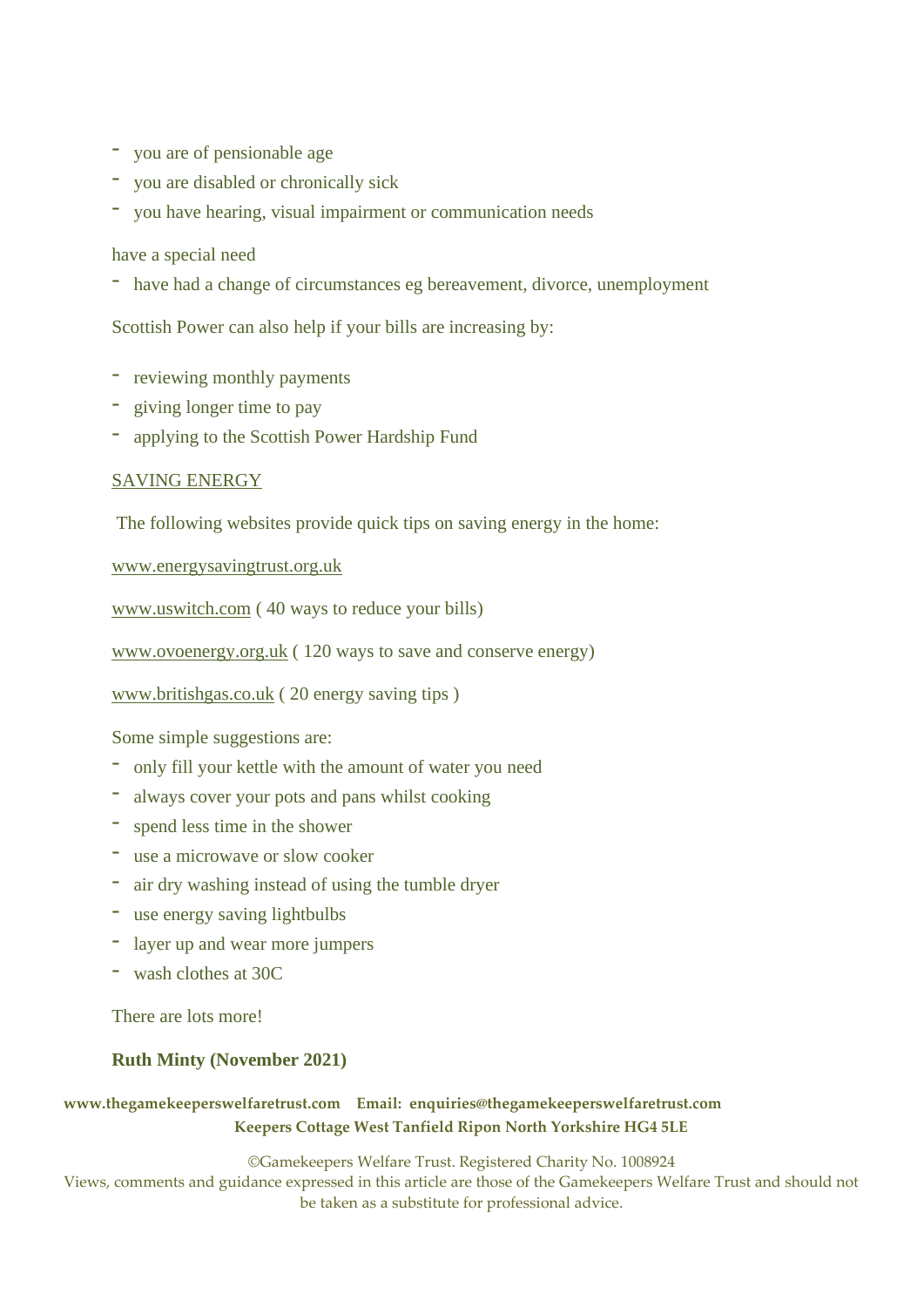- you are of pensionable age
- you are disabled or chronically sick
- you have hearing, visual impairment or communication needs

have a special need

- have had a change of circumstances eg bereavement, divorce, unemployment

Scottish Power can also help if your bills are increasing by:

- reviewing monthly payments
- giving longer time to pay
- applying to the Scottish Power Hardship Fund

<u>SAVING ENERGY</u>

The following websites provide quick tips on saving energy in the home:

www.energysavingtrust.org.uk

www.uswitch.com ( 40 ways to reduce your bills)

www.ovoenergy.org.uk ( 120 ways to save and conserve energy)

www.britishgas.co.uk ( 20 energy saving tips )

Some simple suggestions are:

- only fill your kettle with the amount of water you need
- always cover your pots and pans whilst cooking
- spend less time in the shower
- use a microwave or slow cooker
- air dry washing instead of using the tumble dryer
- use energy saving lightbulbs
- layer up and wear more jumpers
- wash clothes at 30C

There are lots more!

**Ruth Minty (November 2021)**

**www.thegamekeeperswelfaretrust.com Email: enquiries@thegamekeeperswelfaretrust.com**
**Keepers Cottage West Tanfield Ripon North Yorkshire HG4 5LE**

©Gamekeepers Welfare Trust. Registered Charity No. 1008924
Views, comments and guidance expressed in this article are those of the Gamekeepers Welfare Trust and should not be taken as a substitute for professional advice.